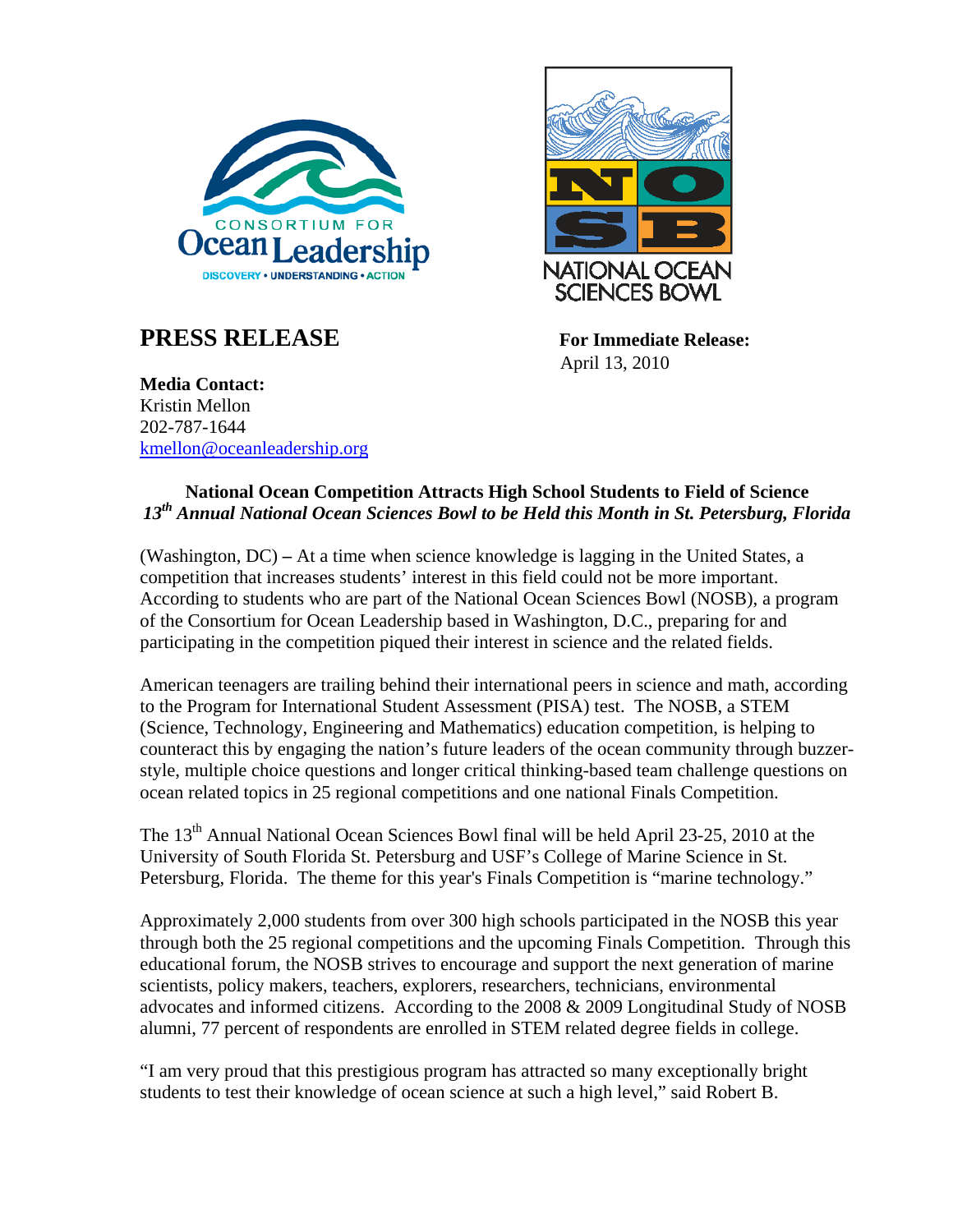CONSORTIUM FOR Ocean Leadership

DISCOVERY • UNDERSTANDING • ACTION

NATIONAL OCEAN SCIENCES BOWL

# PRESS RELEASE

**For Immediate Release:**
April 13, 2010

**Media Contact:**
Kristin Mellon
202-787-1644
kmellon@oceanleadership.org

## National Ocean Competition Attracts High School Students to Field of Science

***13th Annual National Ocean Sciences Bowl to be Held this Month in St. Petersburg, Florida***

(Washington, DC) **–** At a time when science knowledge is lagging in the United States, a competition that increases students' interest in this field could not be more important. According to students who are part of the National Ocean Sciences Bowl (NOSB), a program of the Consortium for Ocean Leadership based in Washington, D.C., preparing for and participating in the competition piqued their interest in science and the related fields.

American teenagers are trailing behind their international peers in science and math, according to the Program for International Student Assessment (PISA) test. The NOSB, a STEM (Science, Technology, Engineering and Mathematics) education competition, is helping to counteract this by engaging the nation's future leaders of the ocean community through buzzer-style, multiple choice questions and longer critical thinking-based team challenge questions on ocean related topics in 25 regional competitions and one national Finals Competition.

The 13th Annual National Ocean Sciences Bowl final will be held April 23-25, 2010 at the University of South Florida St. Petersburg and USF's College of Marine Science in St. Petersburg, Florida. The theme for this year's Finals Competition is "marine technology."

Approximately 2,000 students from over 300 high schools participated in the NOSB this year through both the 25 regional competitions and the upcoming Finals Competition. Through this educational forum, the NOSB strives to encourage and support the next generation of marine scientists, policy makers, teachers, explorers, researchers, technicians, environmental advocates and informed citizens. According to the 2008 & 2009 Longitudinal Study of NOSB alumni, 77 percent of respondents are enrolled in STEM related degree fields in college.

"I am very proud that this prestigious program has attracted so many exceptionally bright students to test their knowledge of ocean science at such a high level," said Robert B.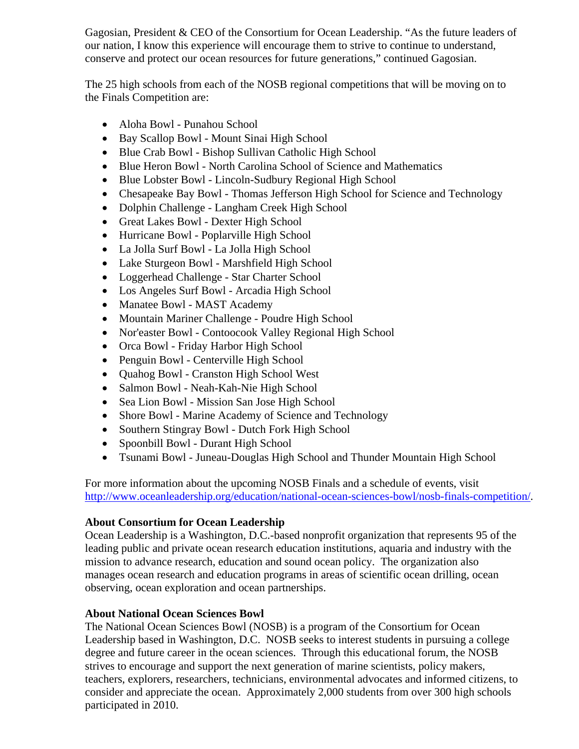Gagosian, President & CEO of the Consortium for Ocean Leadership. "As the future leaders of our nation, I know this experience will encourage them to strive to continue to understand, conserve and protect our ocean resources for future generations," continued Gagosian.

The 25 high schools from each of the NOSB regional competitions that will be moving on to the Finals Competition are:

- Aloha Bowl - Punahou School
- Bay Scallop Bowl - Mount Sinai High School
- Blue Crab Bowl - Bishop Sullivan Catholic High School
- Blue Heron Bowl - North Carolina School of Science and Mathematics
- Blue Lobster Bowl - Lincoln-Sudbury Regional High School
- Chesapeake Bay Bowl - Thomas Jefferson High School for Science and Technology
- Dolphin Challenge - Langham Creek High School
- Great Lakes Bowl - Dexter High School
- Hurricane Bowl - Poplarville High School
- La Jolla Surf Bowl - La Jolla High School
- Lake Sturgeon Bowl - Marshfield High School
- Loggerhead Challenge - Star Charter School
- Los Angeles Surf Bowl - Arcadia High School
- Manatee Bowl - MAST Academy
- Mountain Mariner Challenge - Poudre High School
- Nor'easter Bowl - Contoocook Valley Regional High School
- Orca Bowl - Friday Harbor High School
- Penguin Bowl - Centerville High School
- Quahog Bowl - Cranston High School West
- Salmon Bowl - Neah-Kah-Nie High School
- Sea Lion Bowl - Mission San Jose High School
- Shore Bowl - Marine Academy of Science and Technology
- Southern Stingray Bowl - Dutch Fork High School
- Spoonbill Bowl - Durant High School
- Tsunami Bowl - Juneau-Douglas High School and Thunder Mountain High School

For more information about the upcoming NOSB Finals and a schedule of events, visit http://www.oceanleadership.org/education/national-ocean-sciences-bowl/nosb-finals-competition/.

**About Consortium for Ocean Leadership**
Ocean Leadership is a Washington, D.C.-based nonprofit organization that represents 95 of the leading public and private ocean research education institutions, aquaria and industry with the mission to advance research, education and sound ocean policy. The organization also manages ocean research and education programs in areas of scientific ocean drilling, ocean observing, ocean exploration and ocean partnerships.

**About National Ocean Sciences Bowl**
The National Ocean Sciences Bowl (NOSB) is a program of the Consortium for Ocean Leadership based in Washington, D.C. NOSB seeks to interest students in pursuing a college degree and future career in the ocean sciences. Through this educational forum, the NOSB strives to encourage and support the next generation of marine scientists, policy makers, teachers, explorers, researchers, technicians, environmental advocates and informed citizens, to consider and appreciate the ocean. Approximately 2,000 students from over 300 high schools participated in 2010.